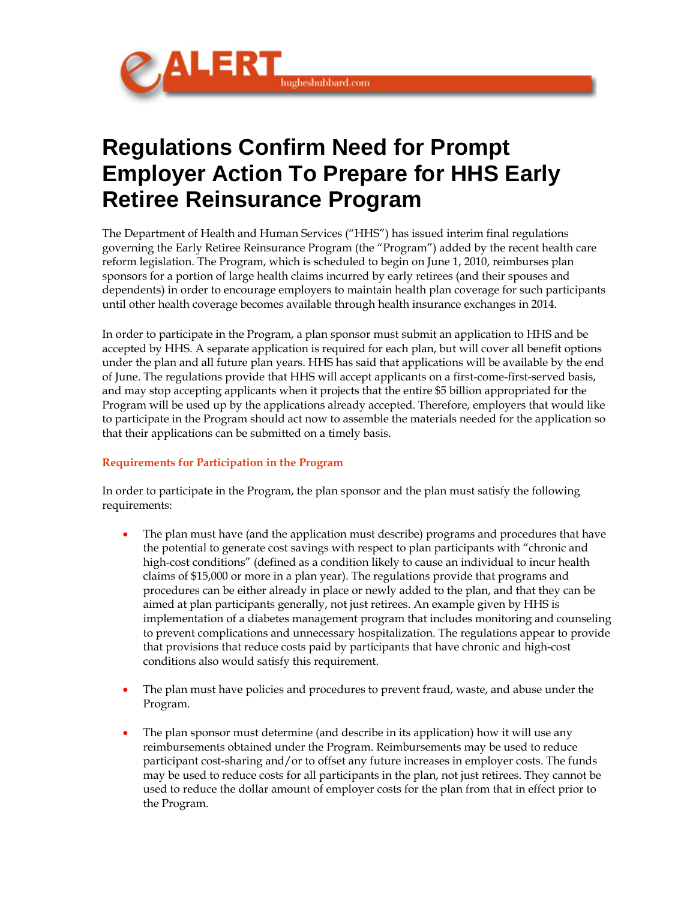# Regulations Confirm Need for Prompt Employer Action To Prepare for HHS Early Retiree Reinsurance Program

The Department of Health and Human Services ("HHS") has issued interim final regulations governing the Early Retiree Reinsurance Program (the "Program") added by the recent health care reform legislation. The Program, which is scheduled to begin on June 1, 2010, reimburses plan sponsors for a portion of large health claims incurred by early retirees (and their spouses and dependents) in order to encourage employers to maintain health plan coverage for such participants until other health coverage becomes available through health insurance exchanges in 2014.

In order to participate in the Program, a plan sponsor must submit an application to HHS and be accepted by HHS. A separate application is required for each plan, but will cover all benefit options under the plan and all future plan years. HHS has said that applications will be available by the end of June. The regulations provide that HHS will accept applicants on a first-come-first-served basis, and may stop accepting applicants when it projects that the entire $5 billion appropriated for the Program will be used up by the applications already accepted. Therefore, employers that would like to participate in the Program should act now to assemble the materials needed for the application so that their applications can be submitted on a timely basis.

### Requirements for Participation in the Program

In order to participate in the Program, the plan sponsor and the plan must satisfy the following requirements:

- The plan must have (and the application must describe) programs and procedures that have the potential to generate cost savings with respect to plan participants with "chronic and high-cost conditions" (defined as a condition likely to cause an individual to incur health claims of $15,000 or more in a plan year). The regulations provide that programs and procedures can be either already in place or newly added to the plan, and that they can be aimed at plan participants generally, not just retirees. An example given by HHS is implementation of a diabetes management program that includes monitoring and counseling to prevent complications and unnecessary hospitalization. The regulations appear to provide that provisions that reduce costs paid by participants that have chronic and high-cost conditions also would satisfy this requirement.

- The plan must have policies and procedures to prevent fraud, waste, and abuse under the Program.

- The plan sponsor must determine (and describe in its application) how it will use any reimbursements obtained under the Program. Reimbursements may be used to reduce participant cost-sharing and/or to offset any future increases in employer costs. The funds may be used to reduce costs for all participants in the plan, not just retirees. They cannot be used to reduce the dollar amount of employer costs for the plan from that in effect prior to the Program.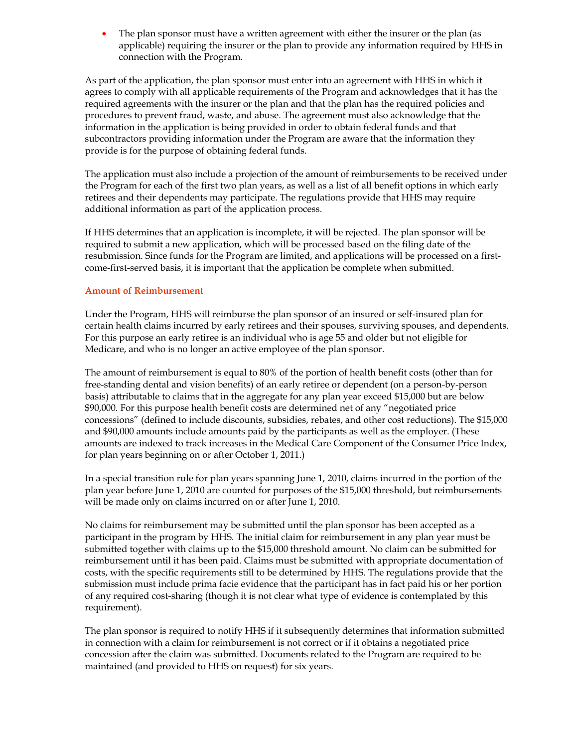- The plan sponsor must have a written agreement with either the insurer or the plan (as applicable) requiring the insurer or the plan to provide any information required by HHS in connection with the Program.

As part of the application, the plan sponsor must enter into an agreement with HHS in which it agrees to comply with all applicable requirements of the Program and acknowledges that it has the required agreements with the insurer or the plan and that the plan has the required policies and procedures to prevent fraud, waste, and abuse. The agreement must also acknowledge that the information in the application is being provided in order to obtain federal funds and that subcontractors providing information under the Program are aware that the information they provide is for the purpose of obtaining federal funds.

The application must also include a projection of the amount of reimbursements to be received under the Program for each of the first two plan years, as well as a list of all benefit options in which early retirees and their dependents may participate. The regulations provide that HHS may require additional information as part of the application process.

If HHS determines that an application is incomplete, it will be rejected. The plan sponsor will be required to submit a new application, which will be processed based on the filing date of the resubmission. Since funds for the Program are limited, and applications will be processed on a first-come-first-served basis, it is important that the application be complete when submitted.

### Amount of Reimbursement

Under the Program, HHS will reimburse the plan sponsor of an insured or self-insured plan for certain health claims incurred by early retirees and their spouses, surviving spouses, and dependents. For this purpose an early retiree is an individual who is age 55 and older but not eligible for Medicare, and who is no longer an active employee of the plan sponsor.

The amount of reimbursement is equal to 80% of the portion of health benefit costs (other than for free-standing dental and vision benefits) of an early retiree or dependent (on a person-by-person basis) attributable to claims that in the aggregate for any plan year exceed $15,000 but are below $90,000. For this purpose health benefit costs are determined net of any "negotiated price concessions" (defined to include discounts, subsidies, rebates, and other cost reductions). The $15,000 and $90,000 amounts include amounts paid by the participants as well as the employer. (These amounts are indexed to track increases in the Medical Care Component of the Consumer Price Index, for plan years beginning on or after October 1, 2011.)

In a special transition rule for plan years spanning June 1, 2010, claims incurred in the portion of the plan year before June 1, 2010 are counted for purposes of the $15,000 threshold, but reimbursements will be made only on claims incurred on or after June 1, 2010.

No claims for reimbursement may be submitted until the plan sponsor has been accepted as a participant in the program by HHS. The initial claim for reimbursement in any plan year must be submitted together with claims up to the $15,000 threshold amount. No claim can be submitted for reimbursement until it has been paid. Claims must be submitted with appropriate documentation of costs, with the specific requirements still to be determined by HHS. The regulations provide that the submission must include prima facie evidence that the participant has in fact paid his or her portion of any required cost-sharing (though it is not clear what type of evidence is contemplated by this requirement).

The plan sponsor is required to notify HHS if it subsequently determines that information submitted in connection with a claim for reimbursement is not correct or if it obtains a negotiated price concession after the claim was submitted. Documents related to the Program are required to be maintained (and provided to HHS on request) for six years.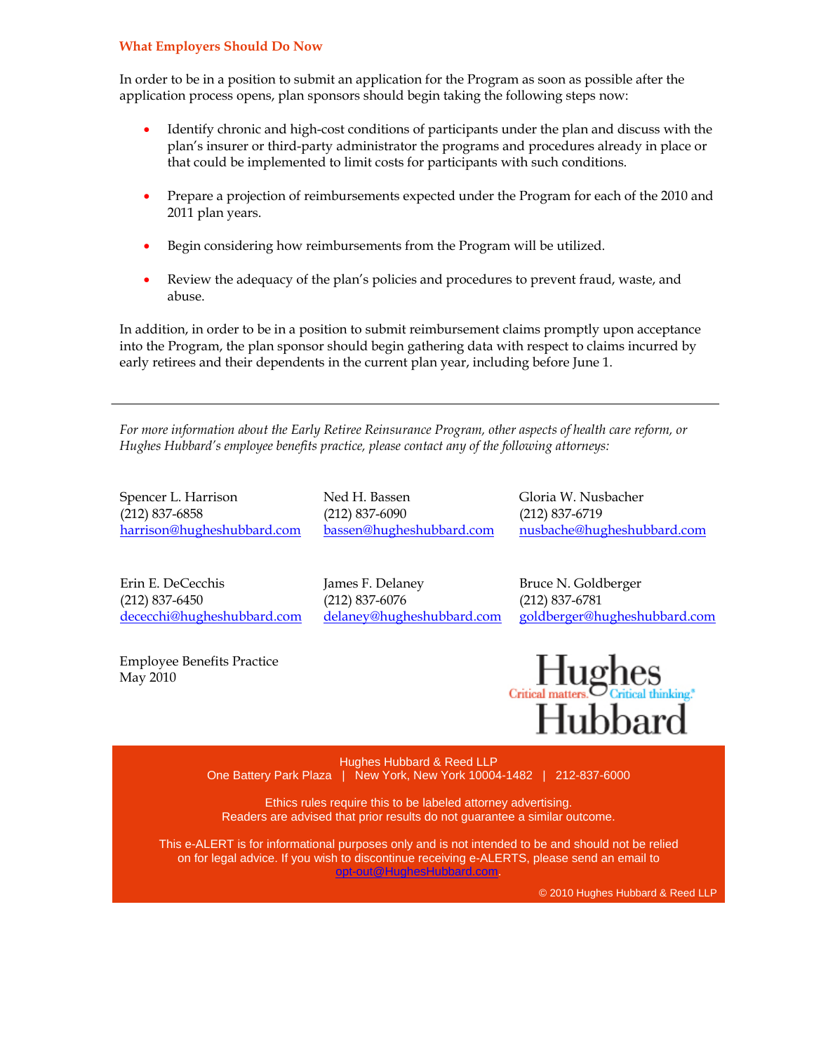## What Employers Should Do Now

In order to be in a position to submit an application for the Program as soon as possible after the application process opens, plan sponsors should begin taking the following steps now:

- Identify chronic and high-cost conditions of participants under the plan and discuss with the plan's insurer or third-party administrator the programs and procedures already in place or that could be implemented to limit costs for participants with such conditions.
- Prepare a projection of reimbursements expected under the Program for each of the 2010 and 2011 plan years.
- Begin considering how reimbursements from the Program will be utilized.
- Review the adequacy of the plan's policies and procedures to prevent fraud, waste, and abuse.

In addition, in order to be in a position to submit reimbursement claims promptly upon acceptance into the Program, the plan sponsor should begin gathering data with respect to claims incurred by early retirees and their dependents in the current plan year, including before June 1.

---

*For more information about the Early Retiree Reinsurance Program, other aspects of health care reform, or Hughes Hubbard's employee benefits practice, please contact any of the following attorneys:*

Spencer L. Harrison
(212) 837-6858
harrison@hugheshubbard.com

Ned H. Bassen
(212) 837-6090
bassen@hugheshubbard.com

Gloria W. Nusbacher
(212) 837-6719
nusbache@hugheshubbard.com

Erin E. DeCecchis
(212) 837-6450
dececchi@hugheshubbard.com

James F. Delaney
(212) 837-6076
delaney@hugheshubbard.com

Bruce N. Goldberger
(212) 837-6781
goldberger@hugheshubbard.com

Employee Benefits Practice
May 2010

Hughes Hubbard
Critical matters. Critical thinking.®

Hughes Hubbard & Reed LLP
One Battery Park Plaza | New York, New York 10004-1482 | 212-837-6000

Ethics rules require this to be labeled attorney advertising.
Readers are advised that prior results do not guarantee a similar outcome.

This e-ALERT is for informational purposes only and is not intended to be and should not be relied on for legal advice. If you wish to discontinue receiving e-ALERTS, please send an email to opt-out@HughesHubbard.com.

© 2010 Hughes Hubbard & Reed LLP